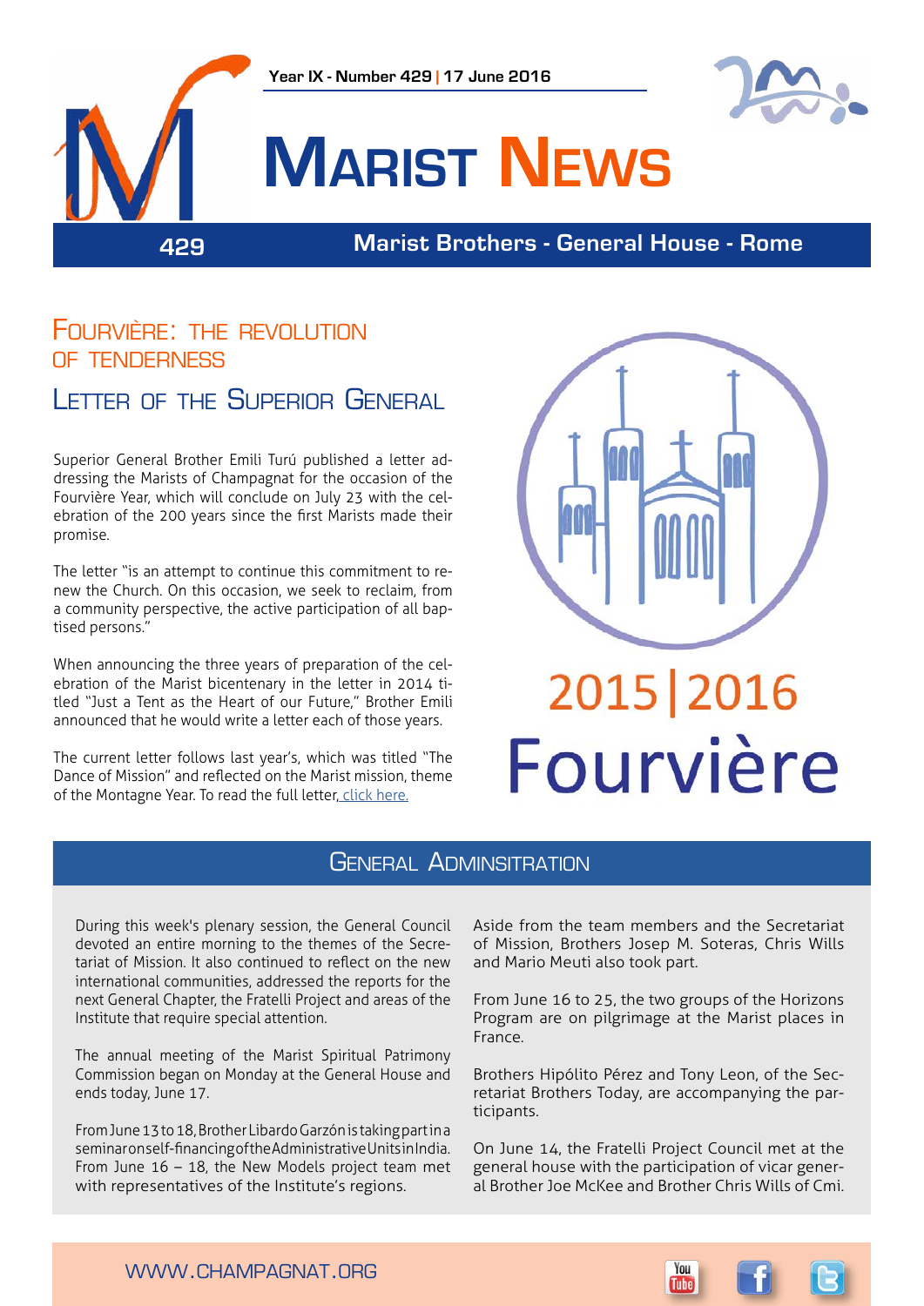Year IX - Number 429 | 17 June 2016

# Marist News

429 Marist Brothers - General House - Rome

## Fourvière: the revolution of tenderness

### Letter of the Superior General

Superior General Brother Emili Turú published a letter addressing the Marists of Champagnat for the occasion of the Fourvière Year, which will conclude on July 23 with the celebration of the 200 years since the first Marists made their promise.

The letter "is an attempt to continue this commitment to renew the Church. On this occasion, we seek to reclaim, from a community perspective, the active participation of all baptised persons."

When announcing the three years of preparation of the celebration of the Marist bicentenary in the letter in 2014 titled "Just a Tent as the Heart of our Future," Brother Emili announced that he would write a letter each of those years.

The current letter follows last year's, which was titled "The Dance of Mission" and reflected on the Marist mission, theme of the Montagne Year. To read the full letter, click here.

2015|2016 Fourvière

## General Adminsitration

During this week's plenary session, the General Council devoted an entire morning to the themes of the Secretariat of Mission. It also continued to reflect on the new international communities, addressed the reports for the next General Chapter, the Fratelli Project and areas of the Institute that require special attention.

The annual meeting of the Marist Spiritual Patrimony Commission began on Monday at the General House and ends today, June 17.

From June 13 to 18, Brother Libardo Garzón is taking part in a seminar on self-financing of the Administrative Units in India. From June 16 – 18, the New Models project team met with representatives of the Institute's regions.

Aside from the team members and the Secretariat of Mission, Brothers Josep M. Soteras, Chris Wills and Mario Meuti also took part.

From June 16 to 25, the two groups of the Horizons Program are on pilgrimage at the Marist places in France.

Brothers Hipólito Pérez and Tony Leon, of the Secretariat Brothers Today, are accompanying the participants.

On June 14, the Fratelli Project Council met at the general house with the participation of vicar general Brother Joe McKee and Brother Chris Wills of Cmi.

WWW.CHAMPAGNAT.ORG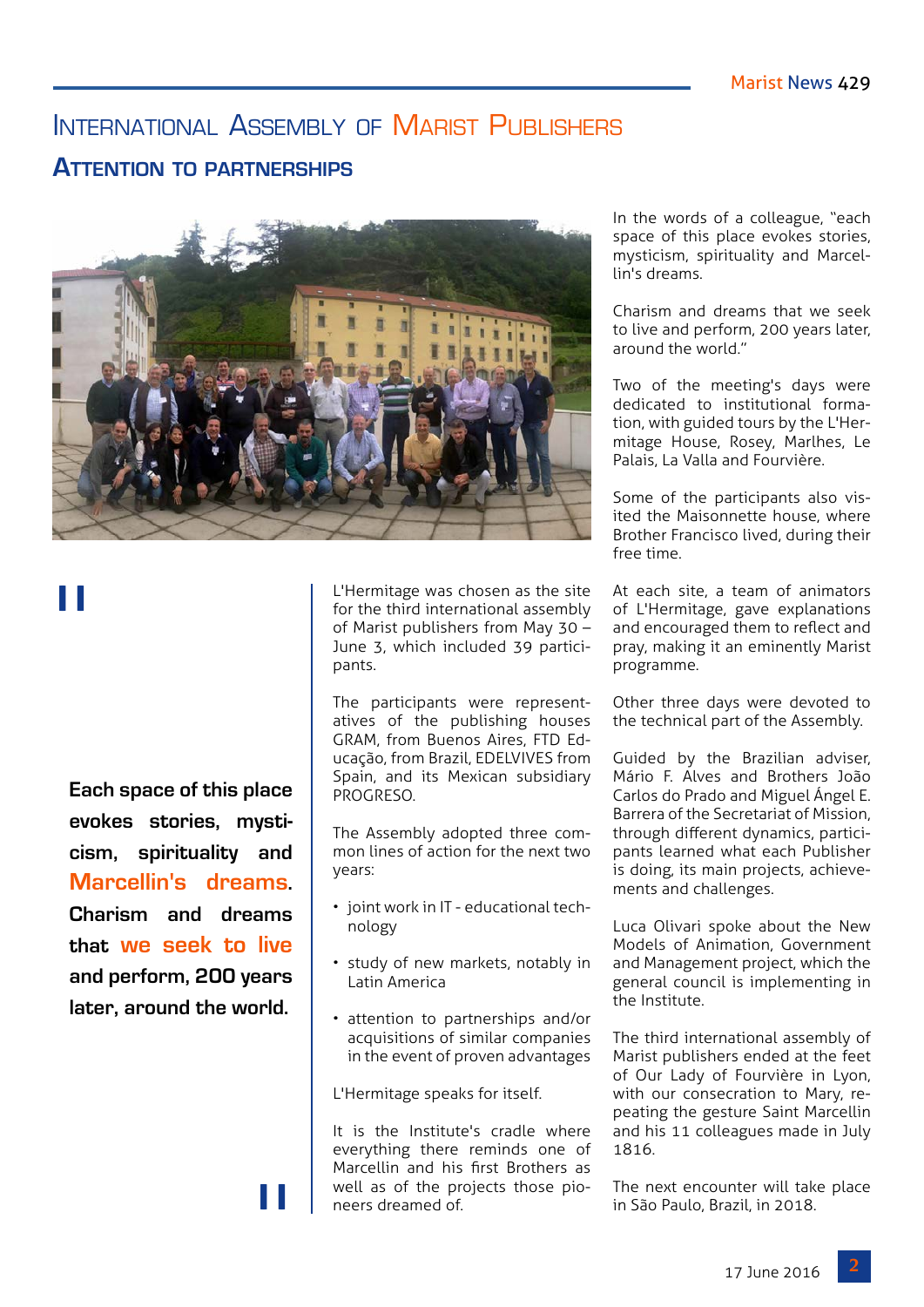# International Assembly of Marist Publishers

## Attention to partnerships

> **Each space of this place evokes stories, mysticism, spirituality and Marcellin's dreams. Charism and dreams that we seek to live and perform, 200 years later, around the world.**

L'Hermitage was chosen as the site for the third international assembly of Marist publishers from May 30 – June 3, which included 39 participants.

The participants were representatives of the publishing houses GRAM, from Buenos Aires, FTD Educação, from Brazil, EDELVIVES from Spain, and its Mexican subsidiary PROGRESO.

The Assembly adopted three common lines of action for the next two years:

- joint work in IT - educational technology
- study of new markets, notably in Latin America
- attention to partnerships and/or acquisitions of similar companies in the event of proven advantages

L'Hermitage speaks for itself.

It is the Institute's cradle where everything there reminds one of Marcellin and his first Brothers as well as of the projects those pioneers dreamed of.

In the words of a colleague, "each space of this place evokes stories, mysticism, spirituality and Marcellin's dreams.

Charism and dreams that we seek to live and perform, 200 years later, around the world."

Two of the meeting's days were dedicated to institutional formation, with guided tours by the L'Hermitage House, Rosey, Marlhes, Le Palais, La Valla and Fourvière.

Some of the participants also visited the Maisonnette house, where Brother Francisco lived, during their free time.

At each site, a team of animators of L'Hermitage, gave explanations and encouraged them to reflect and pray, making it an eminently Marist programme.

Other three days were devoted to the technical part of the Assembly.

Guided by the Brazilian adviser, Mário F. Alves and Brothers João Carlos do Prado and Miguel Ángel E. Barrera of the Secretariat of Mission, through different dynamics, participants learned what each Publisher is doing, its main projects, achievements and challenges.

Luca Olivari spoke about the New Models of Animation, Government and Management project, which the general council is implementing in the Institute.

The third international assembly of Marist publishers ended at the feet of Our Lady of Fourvière in Lyon, with our consecration to Mary, repeating the gesture Saint Marcellin and his 11 colleagues made in July 1816.

The next encounter will take place in São Paulo, Brazil, in 2018.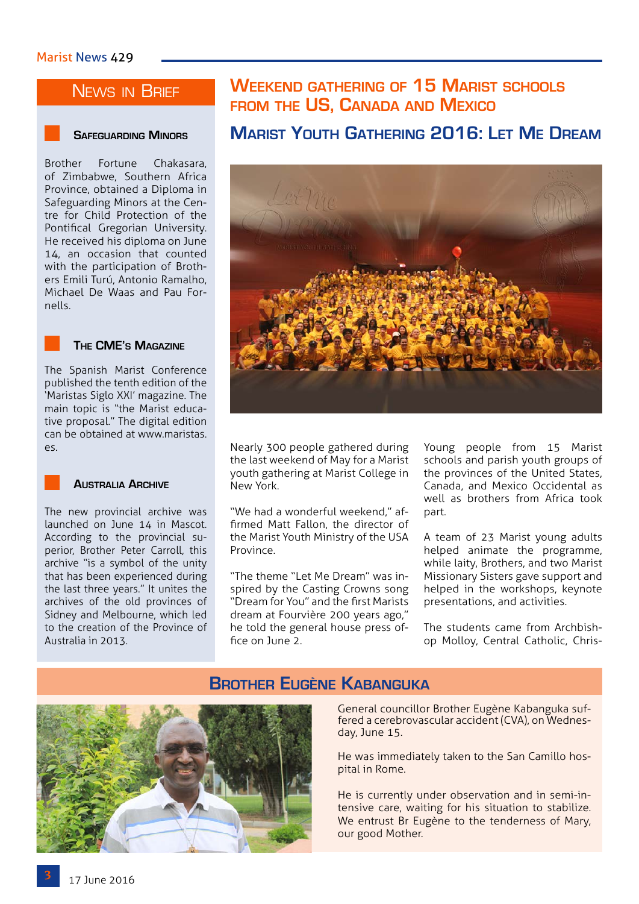## News in Brief

### Safeguarding Minors

Brother Fortune Chakasara, of Zimbabwe, Southern Africa Province, obtained a Diploma in Safeguarding Minors at the Centre for Child Protection of the Pontifical Gregorian University. He received his diploma on June 14, an occasion that counted with the participation of Brothers Emili Turú, Antonio Ramalho, Michael De Waas and Pau Fornells.

### The CME's Magazine

The Spanish Marist Conference published the tenth edition of the 'Maristas Siglo XXI' magazine. The main topic is "the Marist educative proposal." The digital edition can be obtained at www.maristas.es.

### Australia Archive

The new provincial archive was launched on June 14 in Mascot. According to the provincial superior, Brother Peter Carroll, this archive "is a symbol of the unity that has been experienced during the last three years." It unites the archives of the old provinces of Sidney and Melbourne, which led to the creation of the Province of Australia in 2013.

## Weekend gathering of 15 Marist schools from the US, Canada and Mexico

# Marist Youth Gathering 2016: Let Me Dream

Nearly 300 people gathered during the last weekend of May for a Marist youth gathering at Marist College in New York.

"We had a wonderful weekend," affirmed Matt Fallon, the director of the Marist Youth Ministry of the USA Province.

"The theme "Let Me Dream" was inspired by the Casting Crowns song "Dream for You" and the first Marists dream at Fourvière 200 years ago," he told the general house press office on June 2.

Young people from 15 Marist schools and parish youth groups of the provinces of the United States, Canada, and Mexico Occidental as well as brothers from Africa took part.

A team of 23 Marist young adults helped animate the programme, while laity, Brothers, and two Marist Missionary Sisters gave support and helped in the workshops, keynote presentations, and activities.

The students came from Archbishop Molloy, Central Catholic, Chris-

## Brother Eugène Kabanguka

General councillor Brother Eugène Kabanguka suffered a cerebrovascular accident (CVA), on Wednesday, June 15.

He was immediately taken to the San Camillo hospital in Rome.

He is currently under observation and in semi-intensive care, waiting for his situation to stabilize. We entrust Br Eugène to the tenderness of Mary, our good Mother.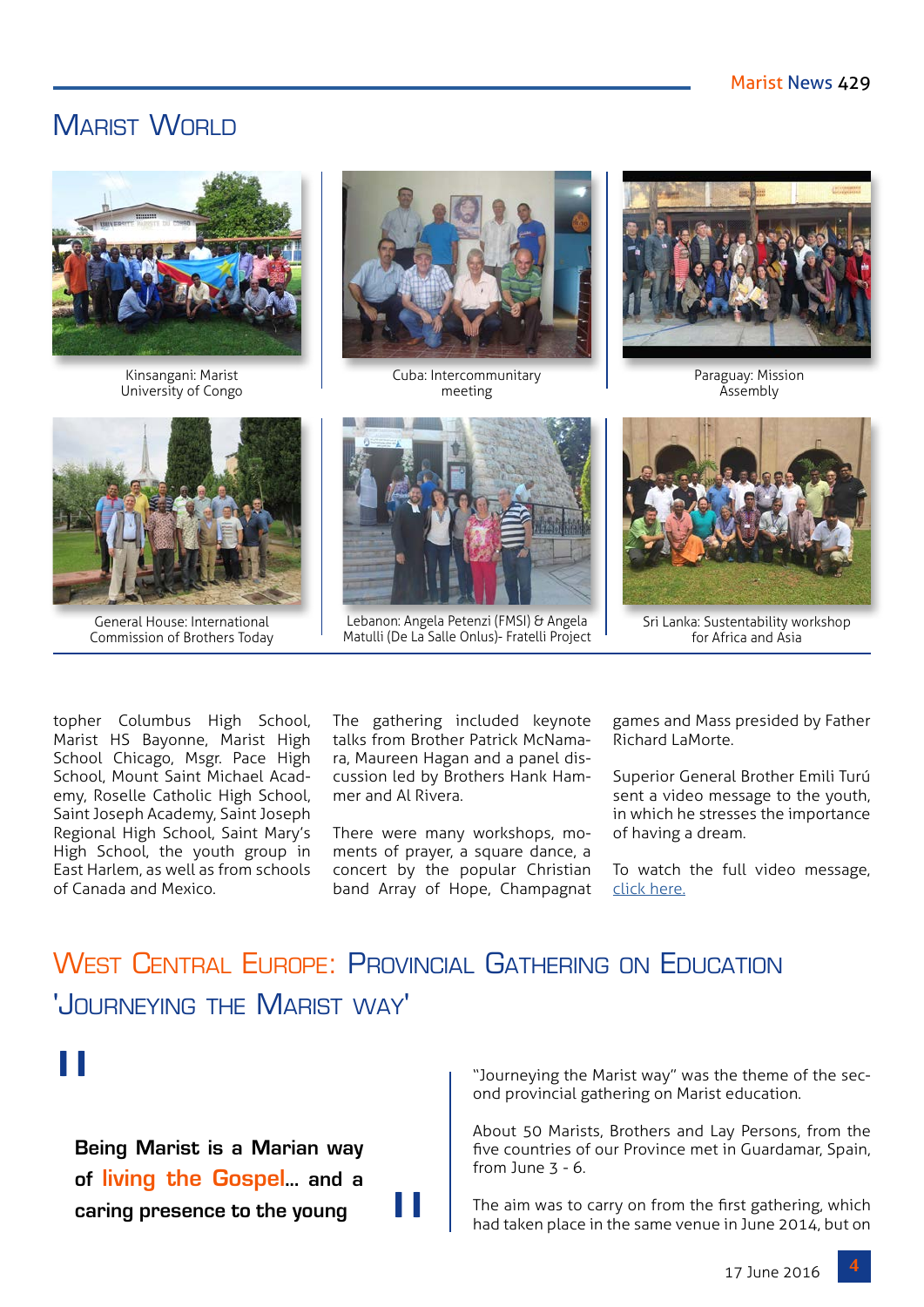# Marist World

Kinsangani: Marist University of Congo

Cuba: Intercommunitary meeting

Paraguay: Mission Assembly

General House: International Commission of Brothers Today

Lebanon: Angela Petenzi (FMSI) & Angela Matulli (De La Salle Onlus)- Fratelli Project

Sri Lanka: Sustentability workshop for Africa and Asia

topher Columbus High School, Marist HS Bayonne, Marist High School Chicago, Msgr. Pace High School, Mount Saint Michael Academy, Roselle Catholic High School, Saint Joseph Academy, Saint Joseph Regional High School, Saint Mary's High School, the youth group in East Harlem, as well as from schools of Canada and Mexico.

The gathering included keynote talks from Brother Patrick McNamara, Maureen Hagan and a panel discussion led by Brothers Hank Hammer and Al Rivera.

There were many workshops, moments of prayer, a square dance, a concert by the popular Christian band Array of Hope, Champagnat games and Mass presided by Father Richard LaMorte.

Superior General Brother Emili Turú sent a video message to the youth, in which he stresses the importance of having a dream.

To watch the full video message, click here.

## West Central Europe: Provincial Gathering on Education 'Journeying the Marist way'

> **Being Marist is a Marian way of living the Gospel... and a caring presence to the young**

"Journeying the Marist way" was the theme of the second provincial gathering on Marist education.

About 50 Marists, Brothers and Lay Persons, from the five countries of our Province met in Guardamar, Spain, from June 3 - 6.

The aim was to carry on from the first gathering, which had taken place in the same venue in June 2014, but on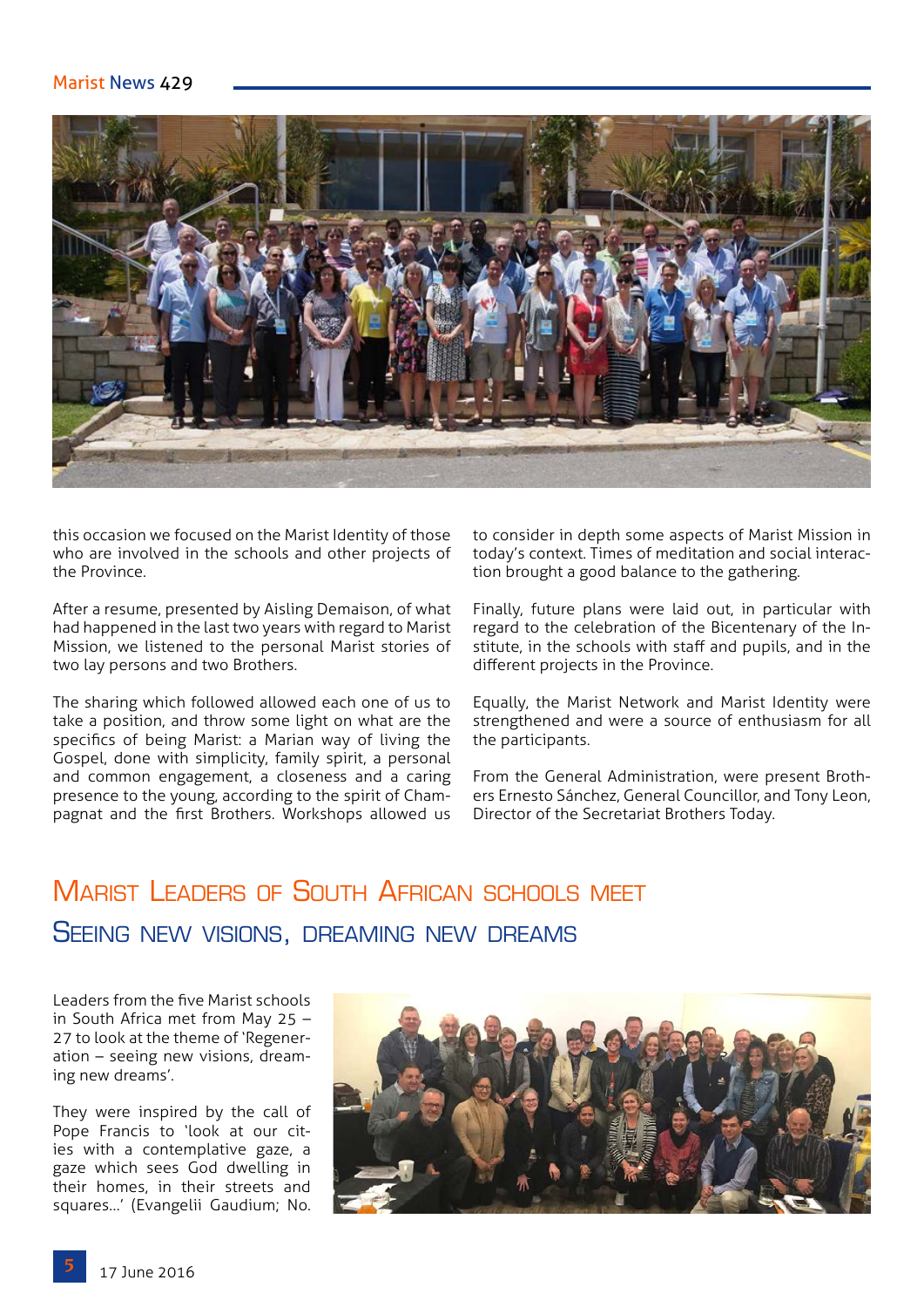this occasion we focused on the Marist Identity of those who are involved in the schools and other projects of the Province.

After a resume, presented by Aisling Demaison, of what had happened in the last two years with regard to Marist Mission, we listened to the personal Marist stories of two lay persons and two Brothers.

The sharing which followed allowed each one of us to take a position, and throw some light on what are the specifics of being Marist: a Marian way of living the Gospel, done with simplicity, family spirit, a personal and common engagement, a closeness and a caring presence to the young, according to the spirit of Champagnat and the first Brothers. Workshops allowed us to consider in depth some aspects of Marist Mission in today's context. Times of meditation and social interaction brought a good balance to the gathering.

Finally, future plans were laid out, in particular with regard to the celebration of the Bicentenary of the Institute, in the schools with staff and pupils, and in the different projects in the Province.

Equally, the Marist Network and Marist Identity were strengthened and were a source of enthusiasm for all the participants.

From the General Administration, were present Brothers Ernesto Sánchez, General Councillor, and Tony Leon, Director of the Secretariat Brothers Today.

## Marist Leaders of South African schools meet

### Seeing new visions, dreaming new dreams

Leaders from the five Marist schools in South Africa met from May 25 – 27 to look at the theme of 'Regeneration – seeing new visions, dreaming new dreams'.

They were inspired by the call of Pope Francis to 'look at our cities with a contemplative gaze, a gaze which sees God dwelling in their homes, in their streets and squares…' (Evangelii Gaudium; No.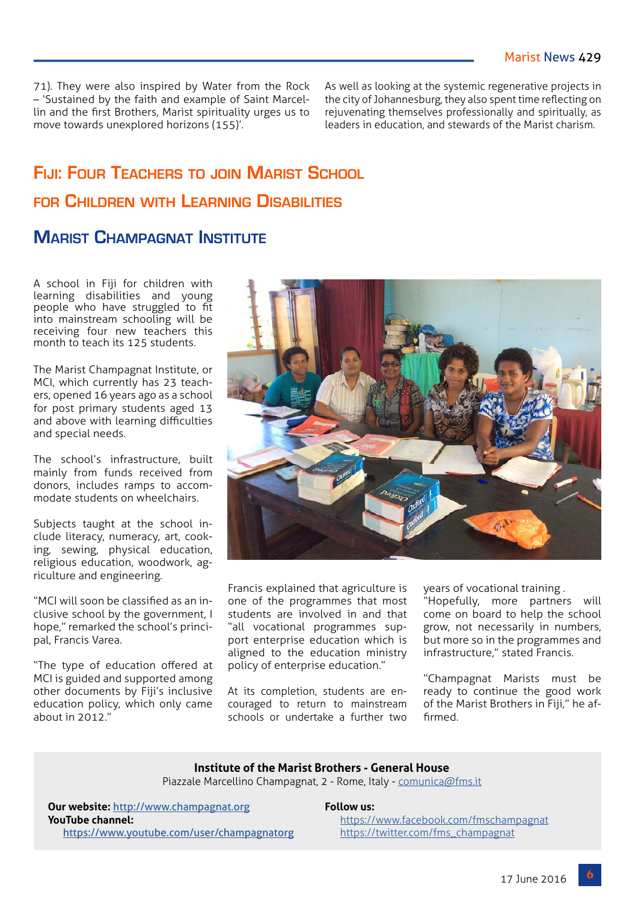71). They were also inspired by Water from the Rock – 'Sustained by the faith and example of Saint Marcellin and the first Brothers, Marist spirituality urges us to move towards unexplored horizons (155)'.

As well as looking at the systemic regenerative projects in the city of Johannesburg, they also spent time reflecting on rejuvenating themselves professionally and spiritually, as leaders in education, and stewards of the Marist charism.

## Fiji: Four Teachers to join Marist School for Children with Learning Disabilities

## Marist Champagnat Institute

A school in Fiji for children with learning disabilities and young people who have struggled to fit into mainstream schooling will be receiving four new teachers this month to teach its 125 students.

The Marist Champagnat Institute, or MCI, which currently has 23 teachers, opened 16 years ago as a school for post primary students aged 13 and above with learning difficulties and special needs.

The school's infrastructure, built mainly from funds received from donors, includes ramps to accommodate students on wheelchairs.

Subjects taught at the school include literacy, numeracy, art, cooking, sewing, physical education, religious education, woodwork, agriculture and engineering.

"MCI will soon be classified as an inclusive school by the government, I hope," remarked the school's principal, Francis Varea.

"The type of education offered at MCI is guided and supported among other documents by Fiji's inclusive education policy, which only came about in 2012."

Francis explained that agriculture is one of the programmes that most students are involved in and that "all vocational programmes support enterprise education which is aligned to the education ministry policy of enterprise education."

At its completion, students are encouraged to return to mainstream schools or undertake a further two years of vocational training .

"Hopefully, more partners will come on board to help the school grow, not necessarily in numbers, but more so in the programmes and infrastructure," stated Francis.

"Champagnat Marists must be ready to continue the good work of the Marist Brothers in Fiji," he affirmed.

---

**Institute of the Marist Brothers - General House**
Piazzale Marcellino Champagnat, 2 - Rome, Italy - comunica@fms.it

**Our website:** http://www.champagnat.org
**YouTube channel:**
https://www.youtube.com/user/champagnatorg

**Follow us:**
https://www.facebook.com/fmschampagnat
https://twitter.com/fms_champagnat

17 June 2016